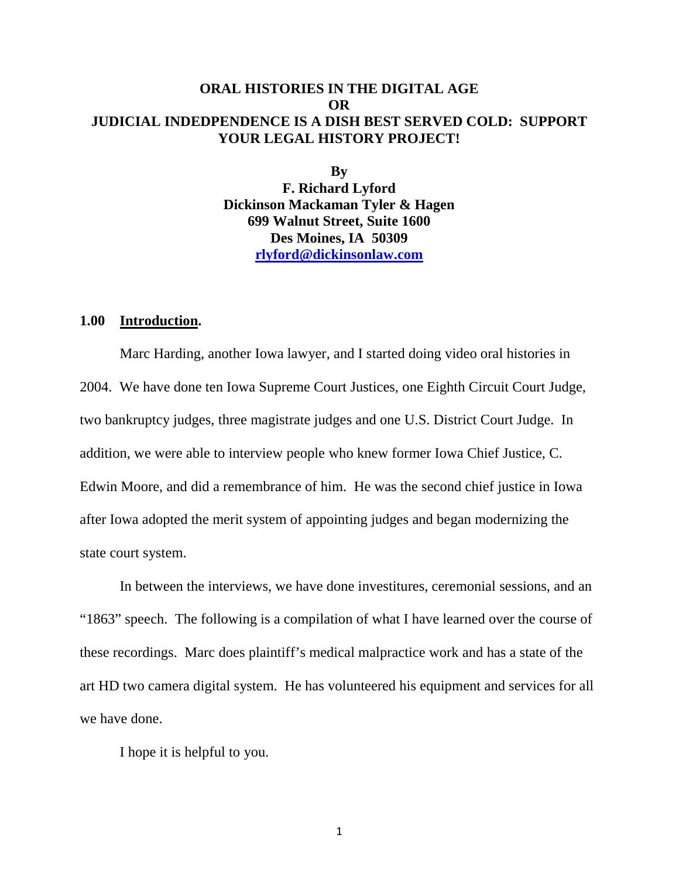# ORAL HISTORIES IN THE DIGITAL AGE
# OR
# JUDICIAL INDEDPENDENCE IS A DISH BEST SERVED COLD: SUPPORT YOUR LEGAL HISTORY PROJECT!

**By**
**F. Richard Lyford**
**Dickinson Mackaman Tyler & Hagen**
**699 Walnut Street, Suite 1600**
**Des Moines, IA 50309**
**rlyford@dickinsonlaw.com**

## 1.00 Introduction.

Marc Harding, another Iowa lawyer, and I started doing video oral histories in 2004. We have done ten Iowa Supreme Court Justices, one Eighth Circuit Court Judge, two bankruptcy judges, three magistrate judges and one U.S. District Court Judge. In addition, we were able to interview people who knew former Iowa Chief Justice, C. Edwin Moore, and did a remembrance of him. He was the second chief justice in Iowa after Iowa adopted the merit system of appointing judges and began modernizing the state court system.

In between the interviews, we have done investitures, ceremonial sessions, and an "1863" speech. The following is a compilation of what I have learned over the course of these recordings. Marc does plaintiff's medical malpractice work and has a state of the art HD two camera digital system. He has volunteered his equipment and services for all we have done.

I hope it is helpful to you.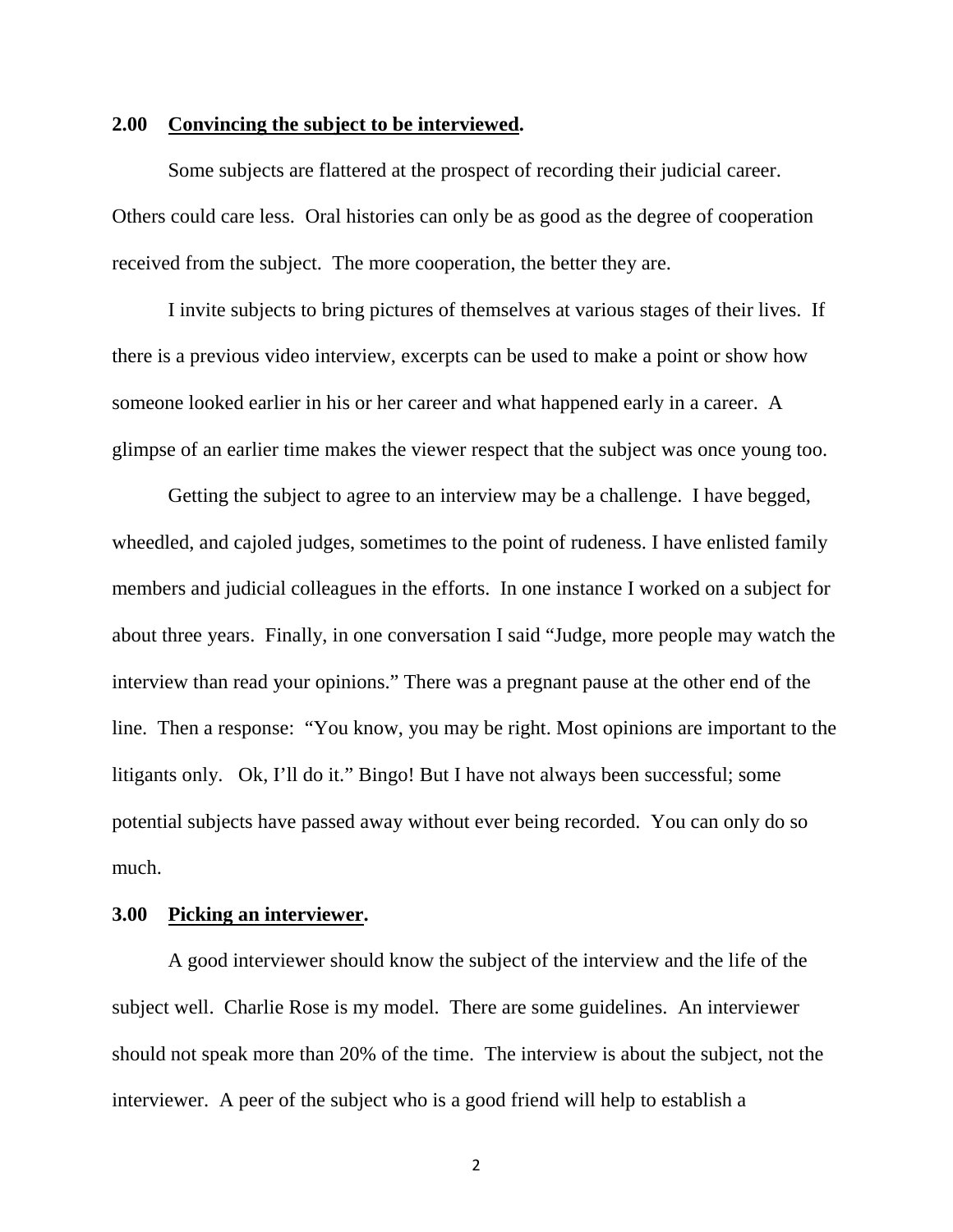## 2.00 Convincing the subject to be interviewed.

Some subjects are flattered at the prospect of recording their judicial career. Others could care less. Oral histories can only be as good as the degree of cooperation received from the subject. The more cooperation, the better they are.

I invite subjects to bring pictures of themselves at various stages of their lives. If there is a previous video interview, excerpts can be used to make a point or show how someone looked earlier in his or her career and what happened early in a career. A glimpse of an earlier time makes the viewer respect that the subject was once young too.

Getting the subject to agree to an interview may be a challenge. I have begged, wheedled, and cajoled judges, sometimes to the point of rudeness. I have enlisted family members and judicial colleagues in the efforts. In one instance I worked on a subject for about three years. Finally, in one conversation I said "Judge, more people may watch the interview than read your opinions." There was a pregnant pause at the other end of the line. Then a response: "You know, you may be right. Most opinions are important to the litigants only. Ok, I'll do it." Bingo! But I have not always been successful; some potential subjects have passed away without ever being recorded. You can only do so much.

## 3.00 Picking an interviewer.

A good interviewer should know the subject of the interview and the life of the subject well. Charlie Rose is my model. There are some guidelines. An interviewer should not speak more than 20% of the time. The interview is about the subject, not the interviewer. A peer of the subject who is a good friend will help to establish a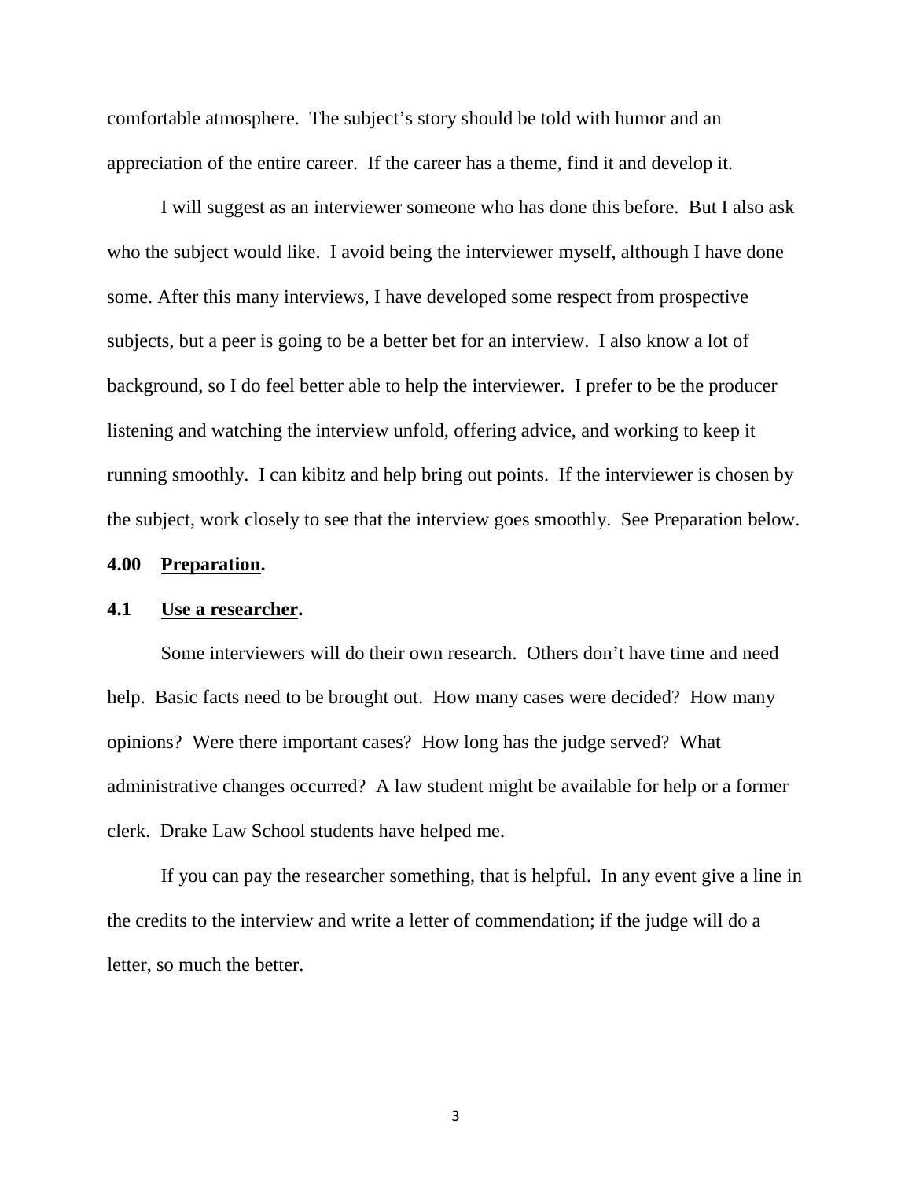comfortable atmosphere. The subject's story should be told with humor and an appreciation of the entire career. If the career has a theme, find it and develop it.

I will suggest as an interviewer someone who has done this before. But I also ask who the subject would like. I avoid being the interviewer myself, although I have done some. After this many interviews, I have developed some respect from prospective subjects, but a peer is going to be a better bet for an interview. I also know a lot of background, so I do feel better able to help the interviewer. I prefer to be the producer listening and watching the interview unfold, offering advice, and working to keep it running smoothly. I can kibitz and help bring out points. If the interviewer is chosen by the subject, work closely to see that the interview goes smoothly. See Preparation below.

## 4.00 <u>Preparation</u>.

### 4.1 <u>Use a researcher</u>.

Some interviewers will do their own research. Others don't have time and need help. Basic facts need to be brought out. How many cases were decided? How many opinions? Were there important cases? How long has the judge served? What administrative changes occurred? A law student might be available for help or a former clerk. Drake Law School students have helped me.

If you can pay the researcher something, that is helpful. In any event give a line in the credits to the interview and write a letter of commendation; if the judge will do a letter, so much the better.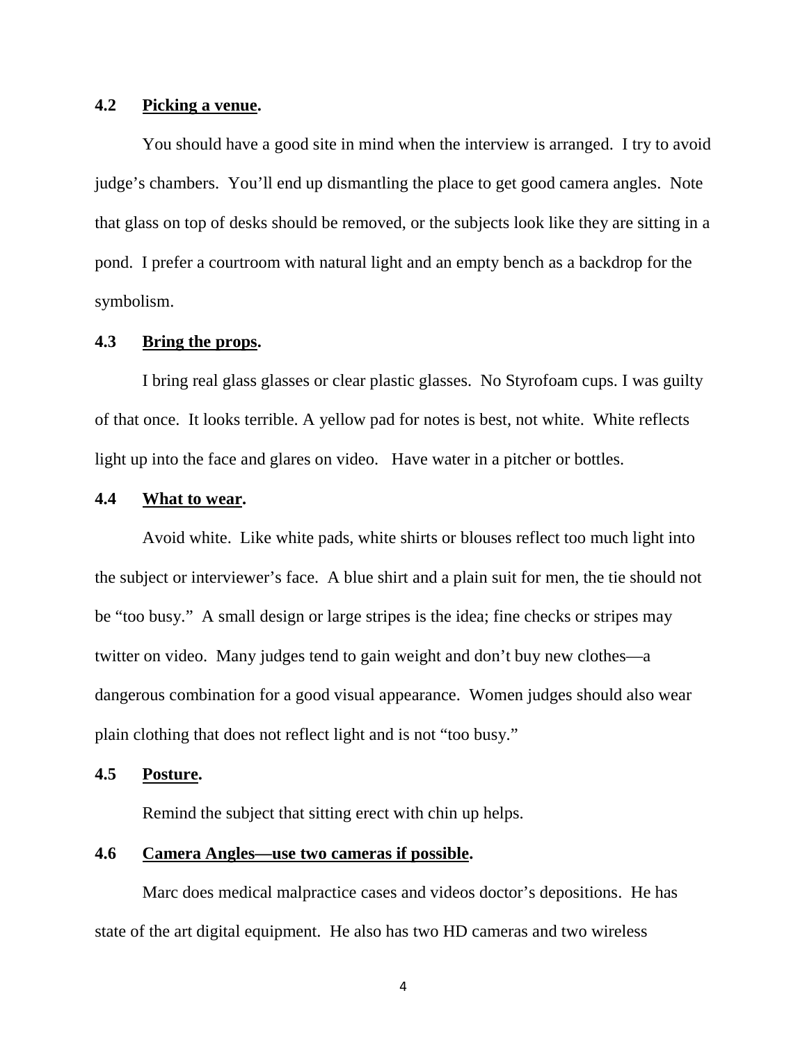### 4.2 <u>Picking a venue</u>.

You should have a good site in mind when the interview is arranged. I try to avoid judge's chambers. You'll end up dismantling the place to get good camera angles. Note that glass on top of desks should be removed, or the subjects look like they are sitting in a pond. I prefer a courtroom with natural light and an empty bench as a backdrop for the symbolism.

### 4.3 <u>Bring the props</u>.

I bring real glass glasses or clear plastic glasses. No Styrofoam cups. I was guilty of that once. It looks terrible. A yellow pad for notes is best, not white. White reflects light up into the face and glares on video. Have water in a pitcher or bottles.

### 4.4 <u>What to wear</u>.

Avoid white. Like white pads, white shirts or blouses reflect too much light into the subject or interviewer's face. A blue shirt and a plain suit for men, the tie should not be "too busy." A small design or large stripes is the idea; fine checks or stripes may twitter on video. Many judges tend to gain weight and don't buy new clothes—a dangerous combination for a good visual appearance. Women judges should also wear plain clothing that does not reflect light and is not "too busy."

### 4.5 <u>Posture</u>.

Remind the subject that sitting erect with chin up helps.

### 4.6 <u>Camera Angles—use two cameras if possible</u>.

Marc does medical malpractice cases and videos doctor's depositions. He has state of the art digital equipment. He also has two HD cameras and two wireless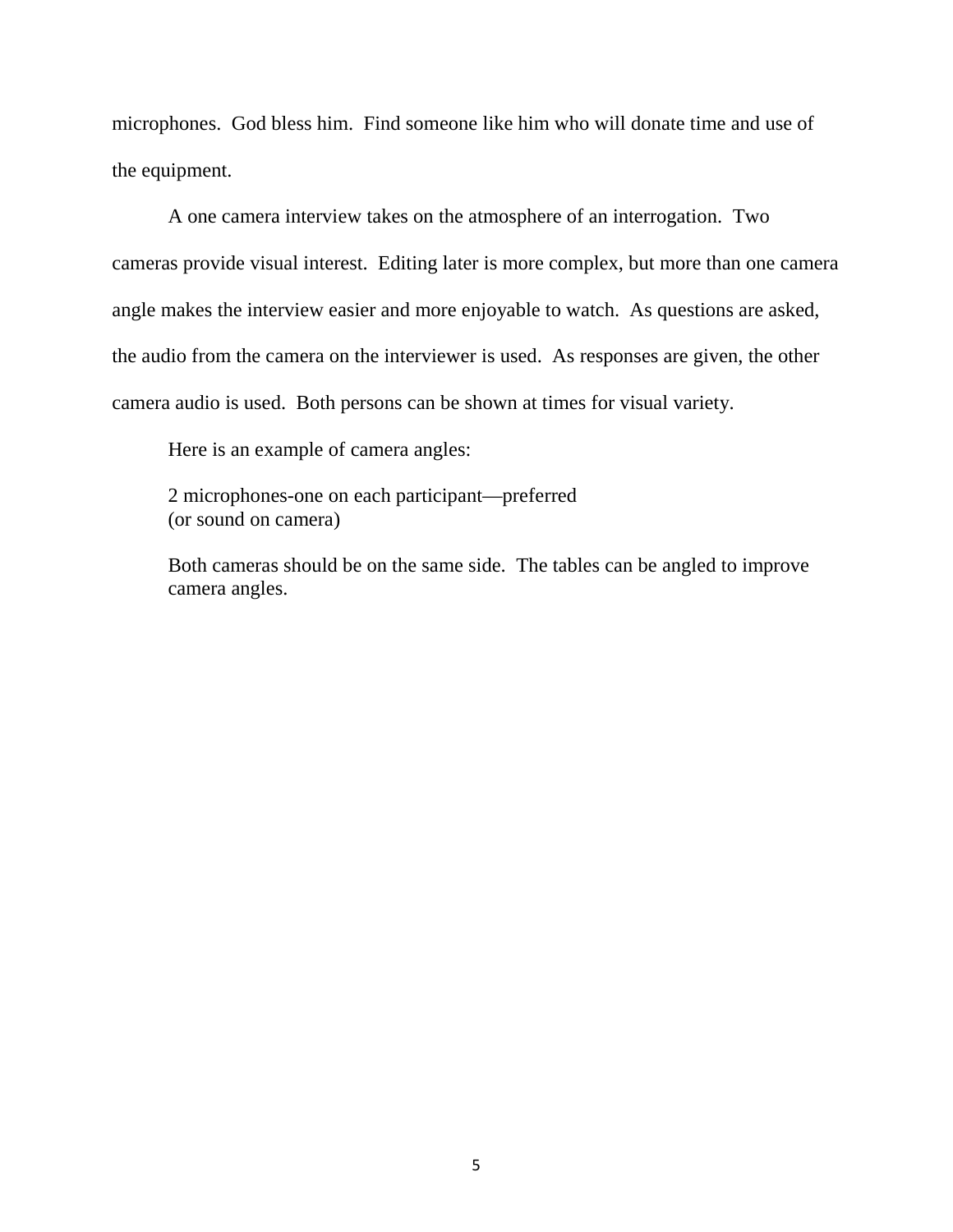microphones.  God bless him.  Find someone like him who will donate time and use of the equipment.

A one camera interview takes on the atmosphere of an interrogation.  Two cameras provide visual interest.  Editing later is more complex, but more than one camera angle makes the interview easier and more enjoyable to watch.  As questions are asked, the audio from the camera on the interviewer is used.  As responses are given, the other camera audio is used.  Both persons can be shown at times for visual variety.

Here is an example of camera angles:

2 microphones-one on each participant—preferred
(or sound on camera)

Both cameras should be on the same side.  The tables can be angled to improve camera angles.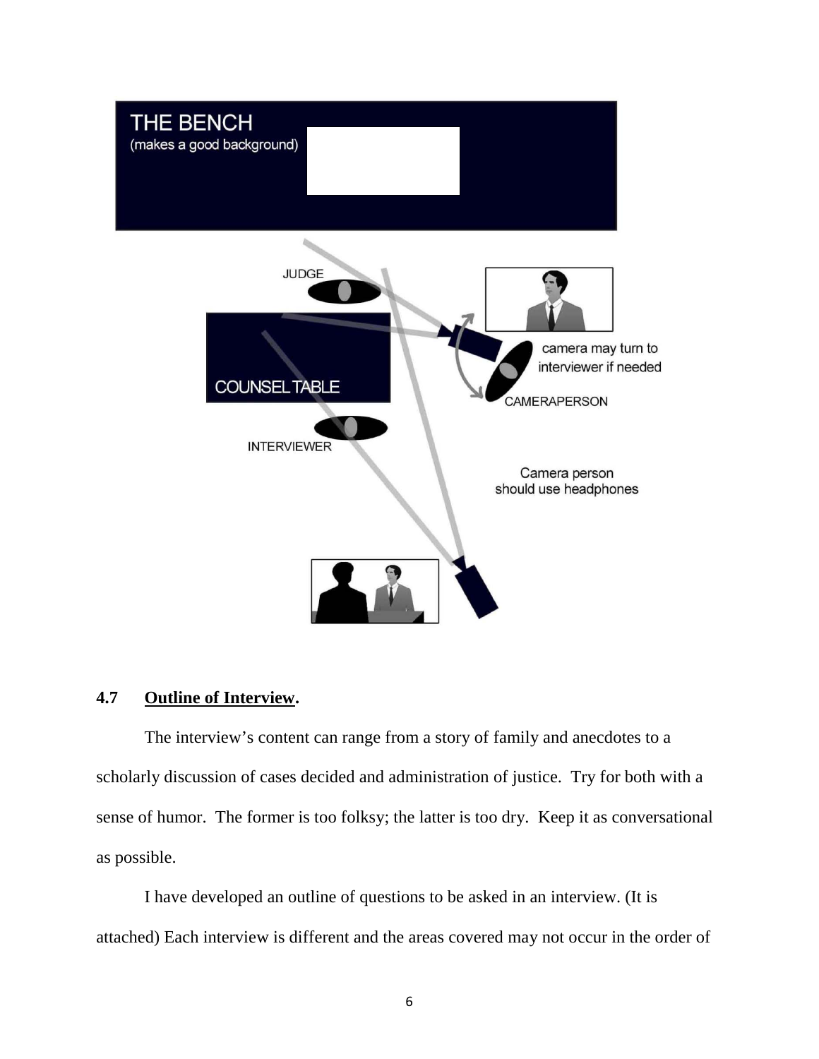THE BENCH
(makes a good background)

JUDGE

COUNSEL TABLE

camera may turn to interviewer if needed

CAMERAPERSON

INTERVIEWER

Camera person should use headphones

### 4.7 **Outline of Interview.**

The interview's content can range from a story of family and anecdotes to a scholarly discussion of cases decided and administration of justice. Try for both with a sense of humor. The former is too folksy; the latter is too dry. Keep it as conversational as possible.

I have developed an outline of questions to be asked in an interview. (It is attached) Each interview is different and the areas covered may not occur in the order of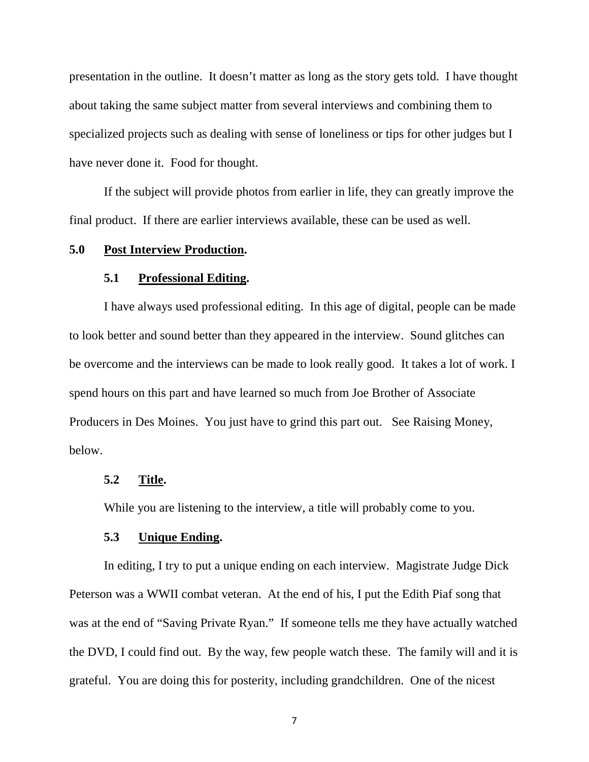presentation in the outline. It doesn't matter as long as the story gets told. I have thought about taking the same subject matter from several interviews and combining them to specialized projects such as dealing with sense of loneliness or tips for other judges but I have never done it. Food for thought.

If the subject will provide photos from earlier in life, they can greatly improve the final product. If there are earlier interviews available, these can be used as well.

## 5.0 <u>Post Interview Production</u>.

### 5.1 <u>Professional Editing</u>.

I have always used professional editing. In this age of digital, people can be made to look better and sound better than they appeared in the interview. Sound glitches can be overcome and the interviews can be made to look really good. It takes a lot of work. I spend hours on this part and have learned so much from Joe Brother of Associate Producers in Des Moines. You just have to grind this part out. See Raising Money, below.

### 5.2 <u>Title</u>.

While you are listening to the interview, a title will probably come to you.

### 5.3 <u>Unique Ending</u>.

In editing, I try to put a unique ending on each interview. Magistrate Judge Dick Peterson was a WWII combat veteran. At the end of his, I put the Edith Piaf song that was at the end of "Saving Private Ryan." If someone tells me they have actually watched the DVD, I could find out. By the way, few people watch these. The family will and it is grateful. You are doing this for posterity, including grandchildren. One of the nicest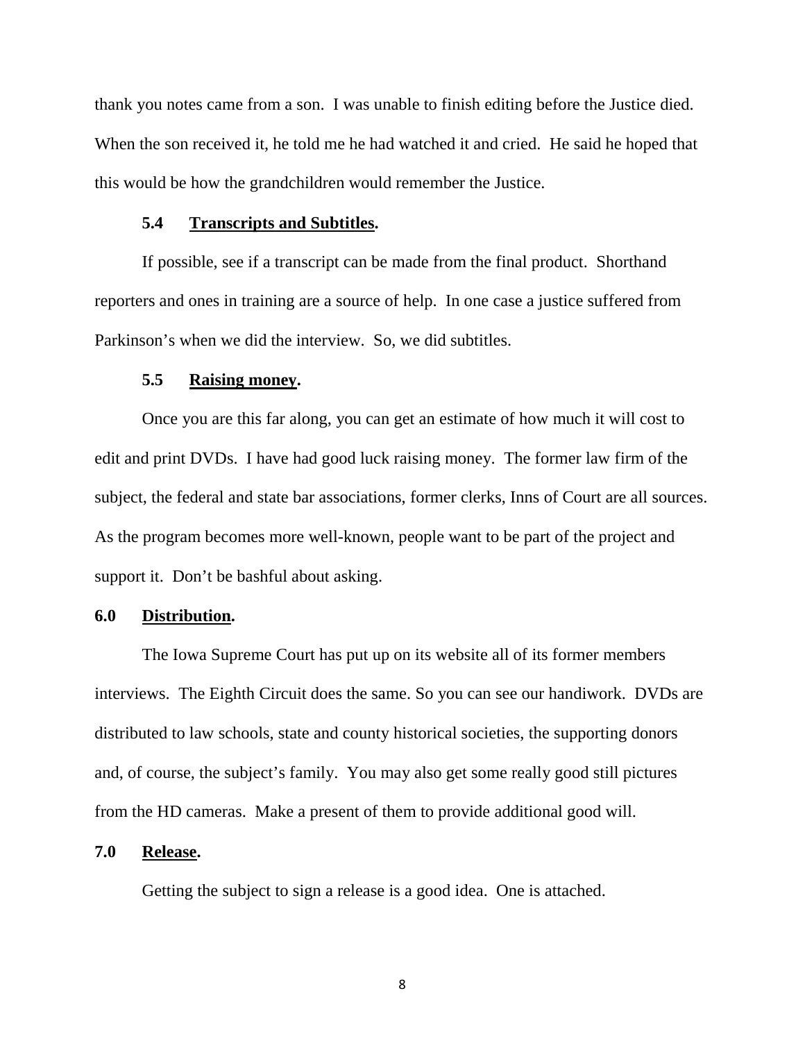thank you notes came from a son. I was unable to finish editing before the Justice died. When the son received it, he told me he had watched it and cried. He said he hoped that this would be how the grandchildren would remember the Justice.

### 5.4 Transcripts and Subtitles.

If possible, see if a transcript can be made from the final product. Shorthand reporters and ones in training are a source of help. In one case a justice suffered from Parkinson's when we did the interview. So, we did subtitles.

### 5.5 Raising money.

Once you are this far along, you can get an estimate of how much it will cost to edit and print DVDs. I have had good luck raising money. The former law firm of the subject, the federal and state bar associations, former clerks, Inns of Court are all sources. As the program becomes more well-known, people want to be part of the project and support it. Don't be bashful about asking.

## 6.0 Distribution.

The Iowa Supreme Court has put up on its website all of its former members interviews. The Eighth Circuit does the same. So you can see our handiwork. DVDs are distributed to law schools, state and county historical societies, the supporting donors and, of course, the subject's family. You may also get some really good still pictures from the HD cameras. Make a present of them to provide additional good will.

## 7.0 Release.

Getting the subject to sign a release is a good idea. One is attached.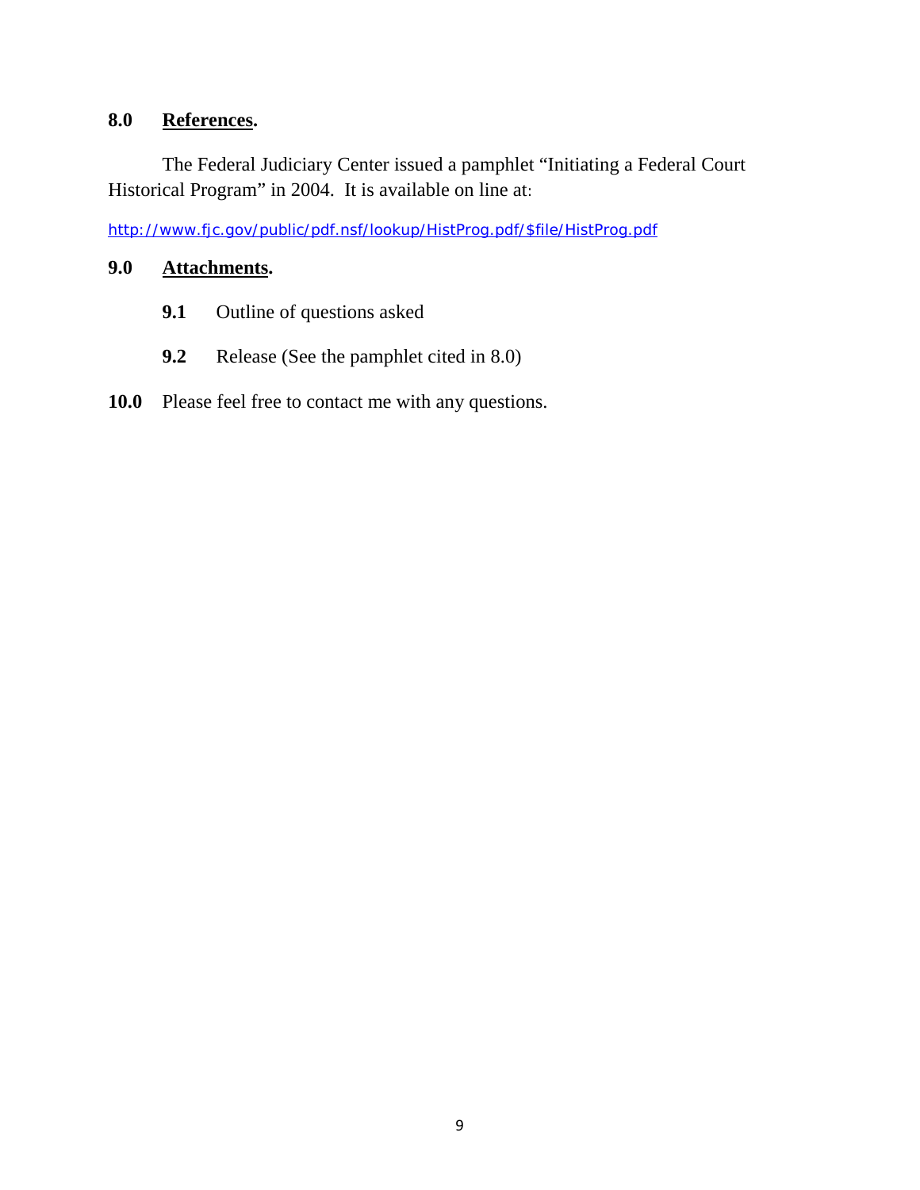## 8.0 References.

The Federal Judiciary Center issued a pamphlet "Initiating a Federal Court Historical Program" in 2004. It is available on line at:

http://www.fjc.gov/public/pdf.nsf/lookup/HistProg.pdf/$file/HistProg.pdf

## 9.0 Attachments.

**9.1** Outline of questions asked

**9.2** Release (See the pamphlet cited in 8.0)

**10.0** Please feel free to contact me with any questions.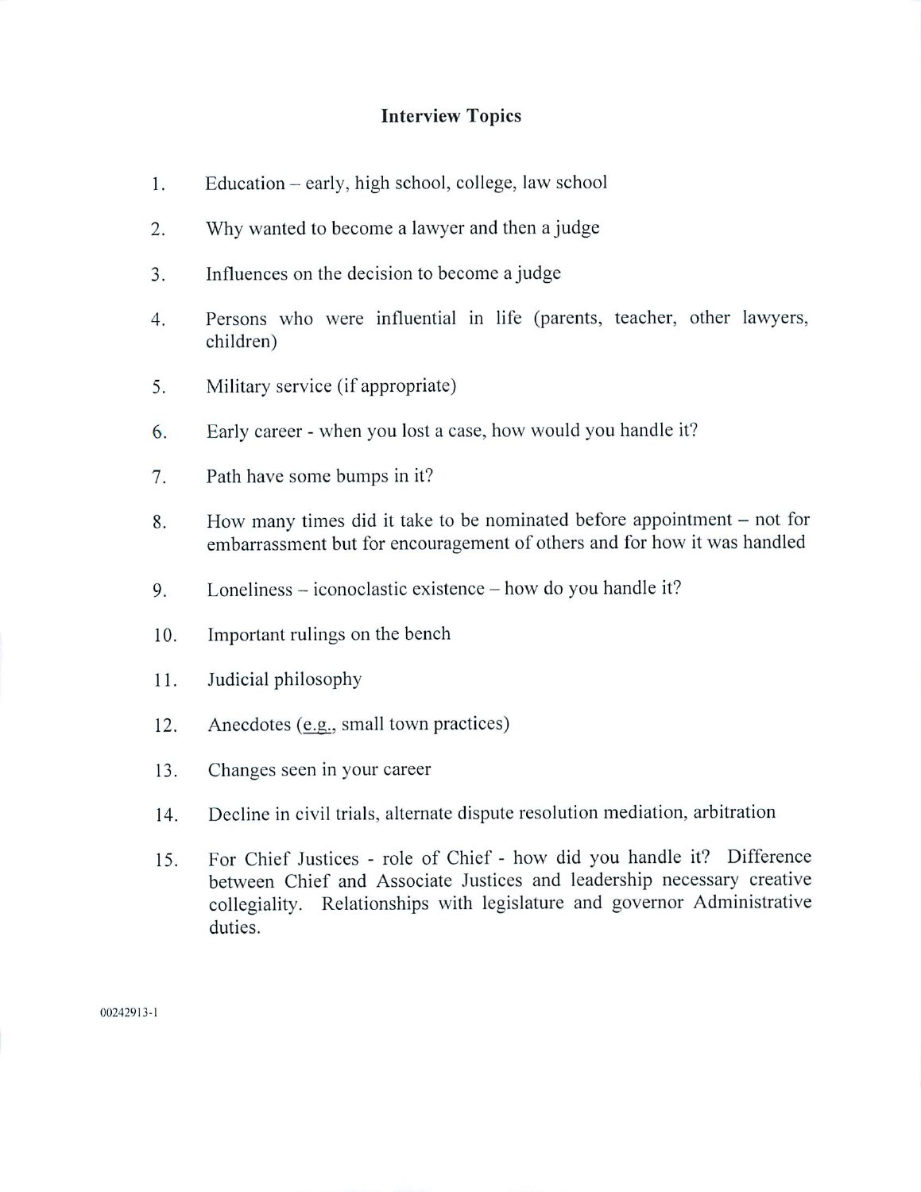## Interview Topics

1. Education – early, high school, college, law school
2. Why wanted to become a lawyer and then a judge
3. Influences on the decision to become a judge
4. Persons who were influential in life (parents, teacher, other lawyers, children)
5. Military service (if appropriate)
6. Early career - when you lost a case, how would you handle it?
7. Path have some bumps in it?
8. How many times did it take to be nominated before appointment – not for embarrassment but for encouragement of others and for how it was handled
9. Loneliness – iconoclastic existence – how do you handle it?
10. Important rulings on the bench
11. Judicial philosophy
12. Anecdotes (e.g., small town practices)
13. Changes seen in your career
14. Decline in civil trials, alternate dispute resolution mediation, arbitration
15. For Chief Justices - role of Chief - how did you handle it? Difference between Chief and Associate Justices and leadership necessary creative collegiality. Relationships with legislature and governor Administrative duties.

00242913-1